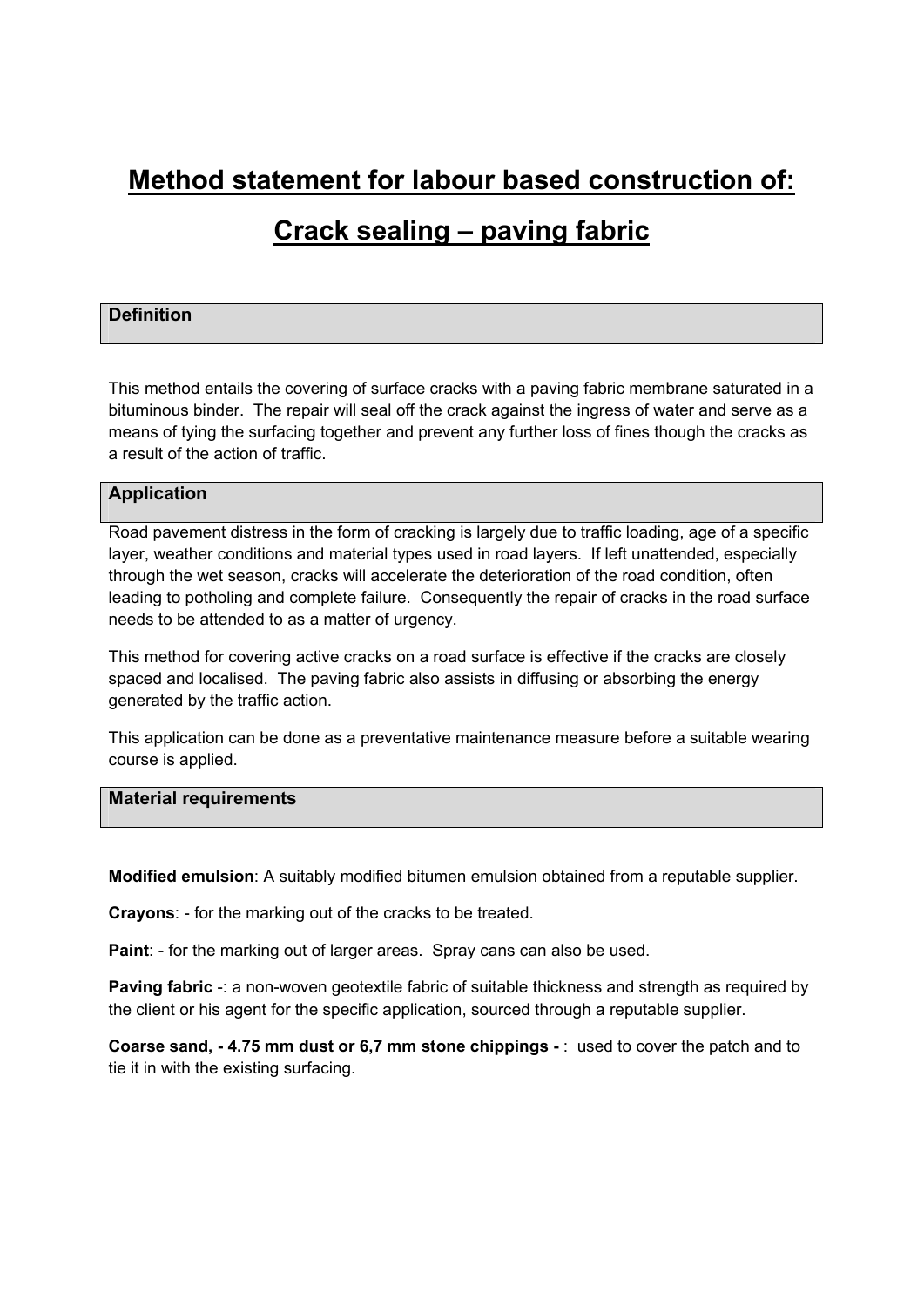# Method statement for labour based construction of:

# Crack sealing – paving fabric

## Definition

This method entails the covering of surface cracks with a paving fabric membrane saturated in a bituminous binder. The repair will seal off the crack against the ingress of water and serve as a means of tying the surfacing together and prevent any further loss of fines though the cracks as a result of the action of traffic.

## Application

Road pavement distress in the form of cracking is largely due to traffic loading, age of a specific layer, weather conditions and material types used in road layers. If left unattended, especially through the wet season, cracks will accelerate the deterioration of the road condition, often leading to potholing and complete failure. Consequently the repair of cracks in the road surface needs to be attended to as a matter of urgency.

This method for covering active cracks on a road surface is effective if the cracks are closely spaced and localised. The paving fabric also assists in diffusing or absorbing the energy generated by the traffic action.

This application can be done as a preventative maintenance measure before a suitable wearing course is applied.

## Material requirements

**Modified emulsion**: A suitably modified bitumen emulsion obtained from a reputable supplier.

**Crayons**: - for the marking out of the cracks to be treated.

**Paint**: - for the marking out of larger areas. Spray cans can also be used.

**Paving fabric** -: a non-woven geotextile fabric of suitable thickness and strength as required by the client or his agent for the specific application, sourced through a reputable supplier.

**Coarse sand, - 4.75 mm dust or 6,7 mm stone chippings -** : used to cover the patch and to tie it in with the existing surfacing.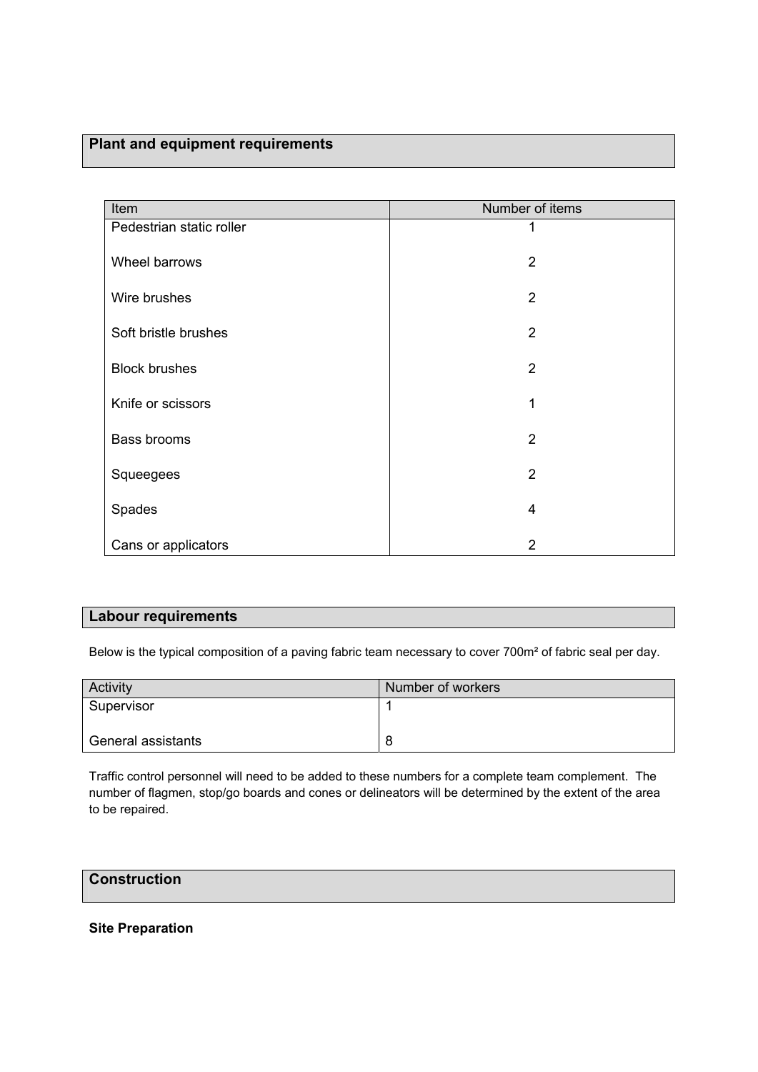## Plant and equipment requirements

| Item | Number of items |
|---|---|
| Pedestrian static roller | 1 |
| Wheel barrows | 2 |
| Wire brushes | 2 |
| Soft bristle brushes | 2 |
| Block brushes | 2 |
| Knife or scissors | 1 |
| Bass brooms | 2 |
| Squeegees | 2 |
| Spades | 4 |
| Cans or applicators | 2 |

## Labour requirements

Below is the typical composition of a paving fabric team necessary to cover 700m² of fabric seal per day.

| Activity | Number of workers |
|---|---|
| Supervisor | 1 |
| General assistants | 8 |

Traffic control personnel will need to be added to these numbers for a complete team complement. The number of flagmen, stop/go boards and cones or delineators will be determined by the extent of the area to be repaired.

## Construction

**Site Preparation**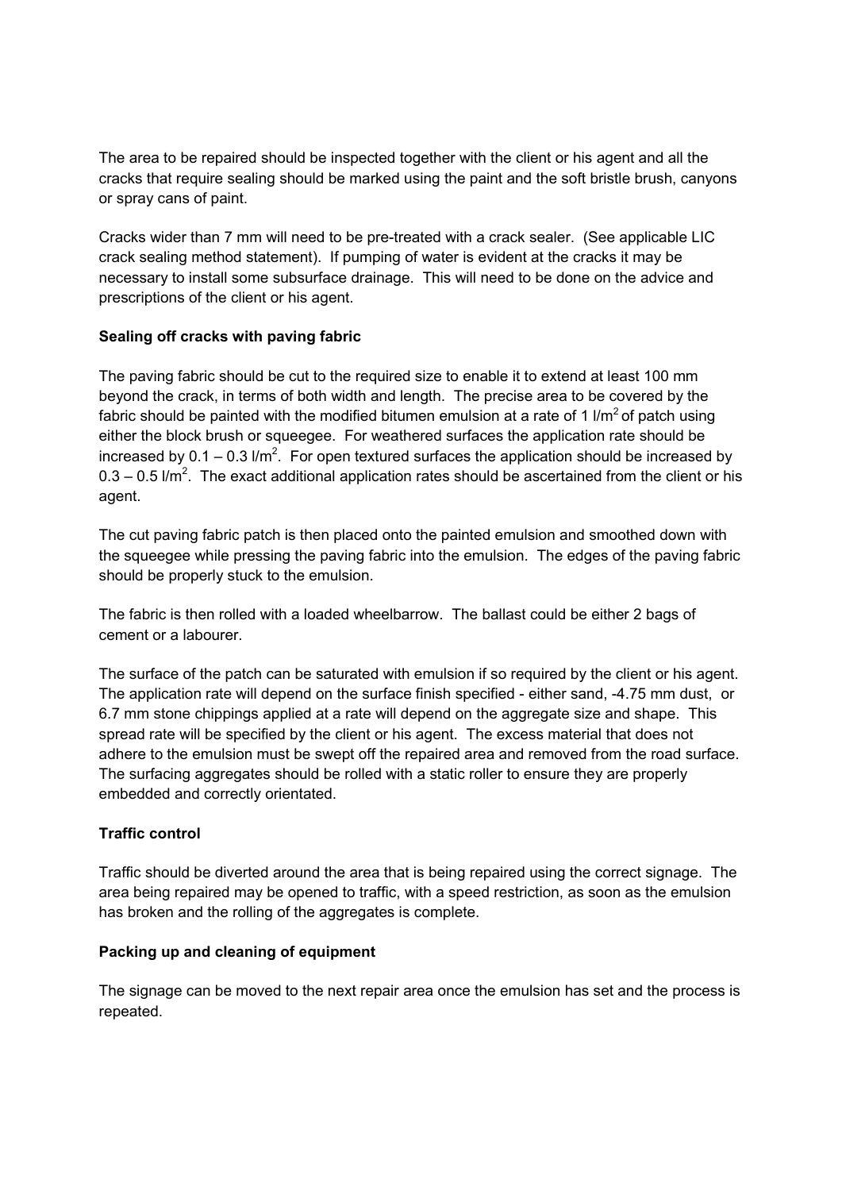The area to be repaired should be inspected together with the client or his agent and all the cracks that require sealing should be marked using the paint and the soft bristle brush, canyons or spray cans of paint.

Cracks wider than 7 mm will need to be pre-treated with a crack sealer. (See applicable LIC crack sealing method statement). If pumping of water is evident at the cracks it may be necessary to install some subsurface drainage. This will need to be done on the advice and prescriptions of the client or his agent.

**Sealing off cracks with paving fabric**

The paving fabric should be cut to the required size to enable it to extend at least 100 mm beyond the crack, in terms of both width and length. The precise area to be covered by the fabric should be painted with the modified bitumen emulsion at a rate of 1 $l/m^2$ of patch using either the block brush or squeegee. For weathered surfaces the application rate should be increased by $0.1 - 0.3$ $l/m^2$. For open textured surfaces the application should be increased by $0.3 - 0.5$ $l/m^2$. The exact additional application rates should be ascertained from the client or his agent.

The cut paving fabric patch is then placed onto the painted emulsion and smoothed down with the squeegee while pressing the paving fabric into the emulsion. The edges of the paving fabric should be properly stuck to the emulsion.

The fabric is then rolled with a loaded wheelbarrow. The ballast could be either 2 bags of cement or a labourer.

The surface of the patch can be saturated with emulsion if so required by the client or his agent. The application rate will depend on the surface finish specified - either sand, -4.75 mm dust, or 6.7 mm stone chippings applied at a rate will depend on the aggregate size and shape. This spread rate will be specified by the client or his agent. The excess material that does not adhere to the emulsion must be swept off the repaired area and removed from the road surface. The surfacing aggregates should be rolled with a static roller to ensure they are properly embedded and correctly orientated.

**Traffic control**

Traffic should be diverted around the area that is being repaired using the correct signage. The area being repaired may be opened to traffic, with a speed restriction, as soon as the emulsion has broken and the rolling of the aggregates is complete.

**Packing up and cleaning of equipment**

The signage can be moved to the next repair area once the emulsion has set and the process is repeated.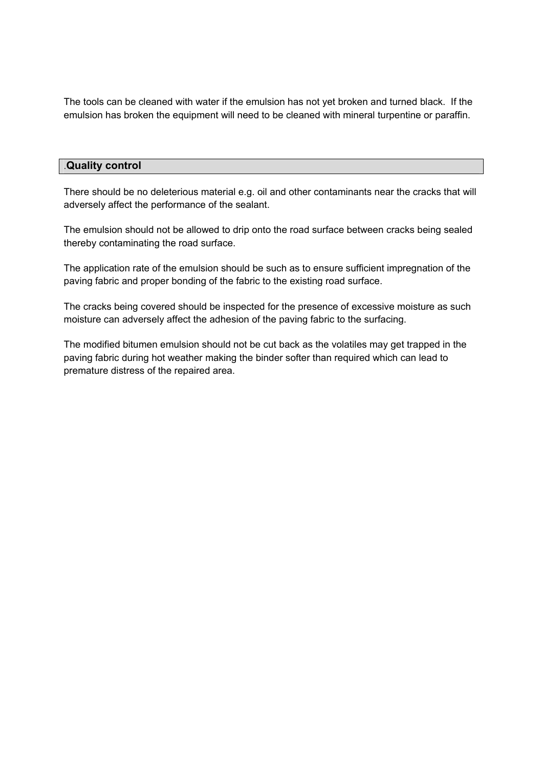The tools can be cleaned with water if the emulsion has not yet broken and turned black. If the emulsion has broken the equipment will need to be cleaned with mineral turpentine or paraffin.

## .Quality control

There should be no deleterious material e.g. oil and other contaminants near the cracks that will adversely affect the performance of the sealant.

The emulsion should not be allowed to drip onto the road surface between cracks being sealed thereby contaminating the road surface.

The application rate of the emulsion should be such as to ensure sufficient impregnation of the paving fabric and proper bonding of the fabric to the existing road surface.

The cracks being covered should be inspected for the presence of excessive moisture as such moisture can adversely affect the adhesion of the paving fabric to the surfacing.

The modified bitumen emulsion should not be cut back as the volatiles may get trapped in the paving fabric during hot weather making the binder softer than required which can lead to premature distress of the repaired area.